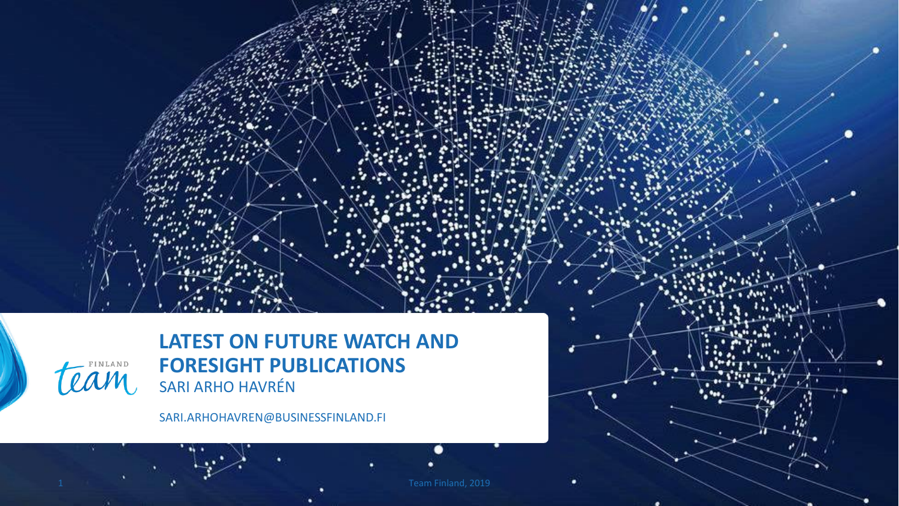# LATEST ON FUTURE WATCH AND FORESIGHT PUBLICATIONS

SARI ARHO HAVRÉN

SARI.ARHOHAVREN@BUSINESSFINLAND.FI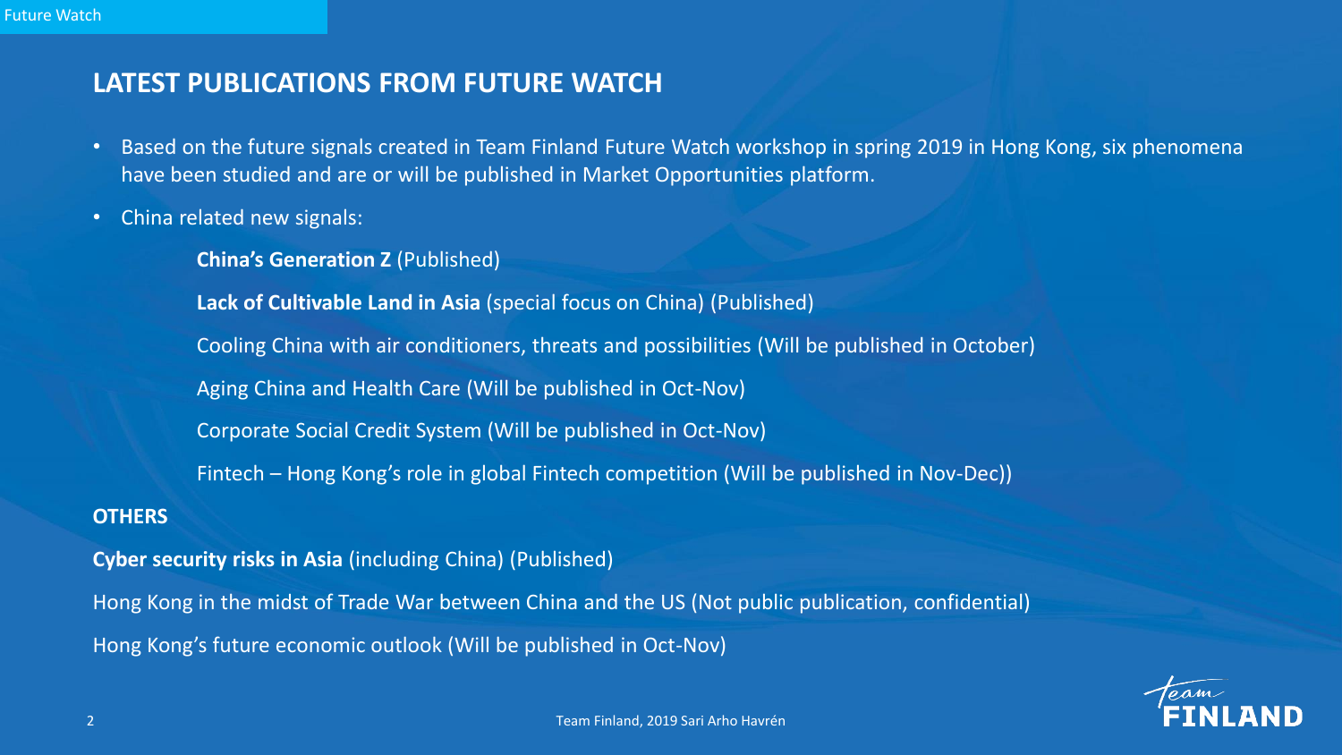## LATEST PUBLICATIONS FROM FUTURE WATCH

- Based on the future signals created in Team Finland Future Watch workshop in spring 2019 in Hong Kong, six phenomena have been studied and are or will be published in Market Opportunities platform.
- China related new signals:

  **China's Generation Z** (Published)

  **Lack of Cultivable Land in Asia** (special focus on China) (Published)

  Cooling China with air conditioners, threats and possibilities (Will be published in October)

  Aging China and Health Care (Will be published in Oct-Nov)

  Corporate Social Credit System (Will be published in Oct-Nov)

  Fintech – Hong Kong's role in global Fintech competition (Will be published in Nov-Dec))

**OTHERS**

**Cyber security risks in Asia** (including China) (Published)

Hong Kong in the midst of Trade War between China and the US (Not public publication, confidential)

Hong Kong's future economic outlook (Will be published in Oct-Nov)

Team Finland, 2019 Sari Arho Havrén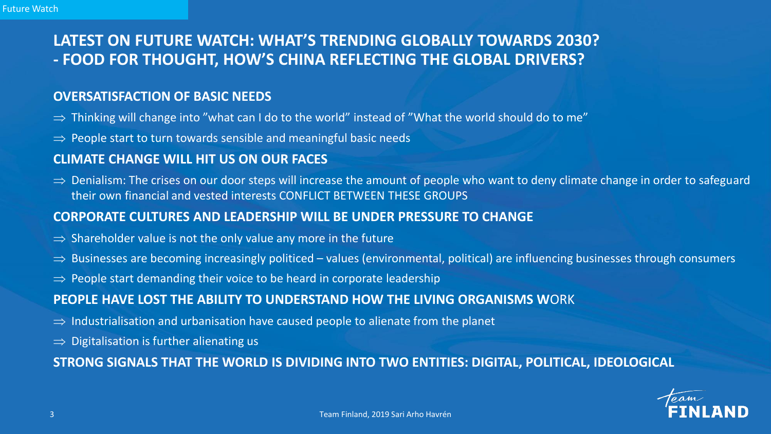# LATEST ON FUTURE WATCH: WHAT'S TRENDING GLOBALLY TOWARDS 2030? - FOOD FOR THOUGHT, HOW'S CHINA REFLECTING THE GLOBAL DRIVERS?

## OVERSATISFACTION OF BASIC NEEDS

⇒ Thinking will change into "what can I do to the world" instead of "What the world should do to me"

⇒ People start to turn towards sensible and meaningful basic needs

## CLIMATE CHANGE WILL HIT US ON OUR FACES

⇒ Denialism: The crises on our door steps will increase the amount of people who want to deny climate change in order to safeguard their own financial and vested interests CONFLICT BETWEEN THESE GROUPS

## CORPORATE CULTURES AND LEADERSHIP WILL BE UNDER PRESSURE TO CHANGE

⇒ Shareholder value is not the only value any more in the future

⇒ Businesses are becoming increasingly politiced – values (environmental, political) are influencing businesses through consumers

⇒ People start demanding their voice to be heard in corporate leadership

## PEOPLE HAVE LOST THE ABILITY TO UNDERSTAND HOW THE LIVING ORGANISMS WORK

⇒ Industrialisation and urbanisation have caused people to alienate from the planet

⇒ Digitalisation is further alienating us

## STRONG SIGNALS THAT THE WORLD IS DIVIDING INTO TWO ENTITIES: DIGITAL, POLITICAL, IDEOLOGICAL

Team Finland, 2019 Sari Arho Havrén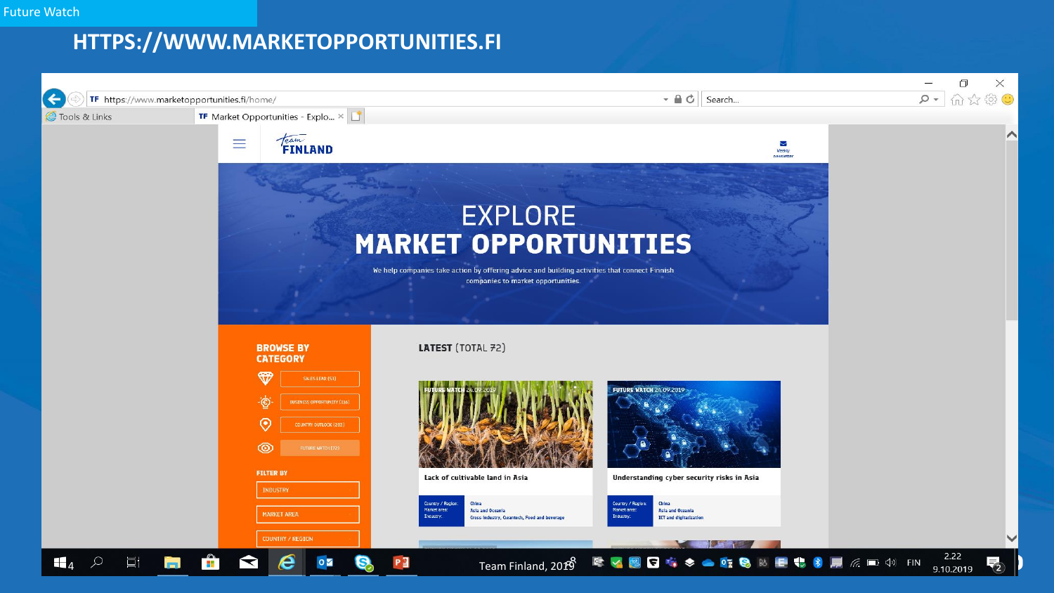Future Watch

# HTTPS://WWW.MARKETOPPORTUNITIES.FI

https://www.marketopportunities.fi/home/

Market Opportunities - Explo...

Team FINLAND

EXPLORE
**MARKET OPPORTUNITIES**

We help companies take action by offering advice and building activities that connect Finnish companies to market opportunities.

**BROWSE BY CATEGORY**

- SALES LEAD (53)
- BUSINESS OPPORTUNITY (116)
- COUNTRY OUTLOOK (283)
- FUTURE WATCH (72)

**FILTER BY**

- INDUSTRY
- MARKET AREA
- COUNTRY / REGION

**LATEST** (TOTAL 72)

FUTURE WATCH 24.09.2019
**Lack of cultivable land in Asia**
Country / Region: China
Market area: Asia and Oceania
Industry: Cross-Industry, Cleantech, Food and beverage

FUTURE WATCH 24.09.2019
**Understanding cyber security risks in Asia**
Country / Region: China
Market area: Asia and Oceania
Industry: ICT and digitalization

Team Finland, 2019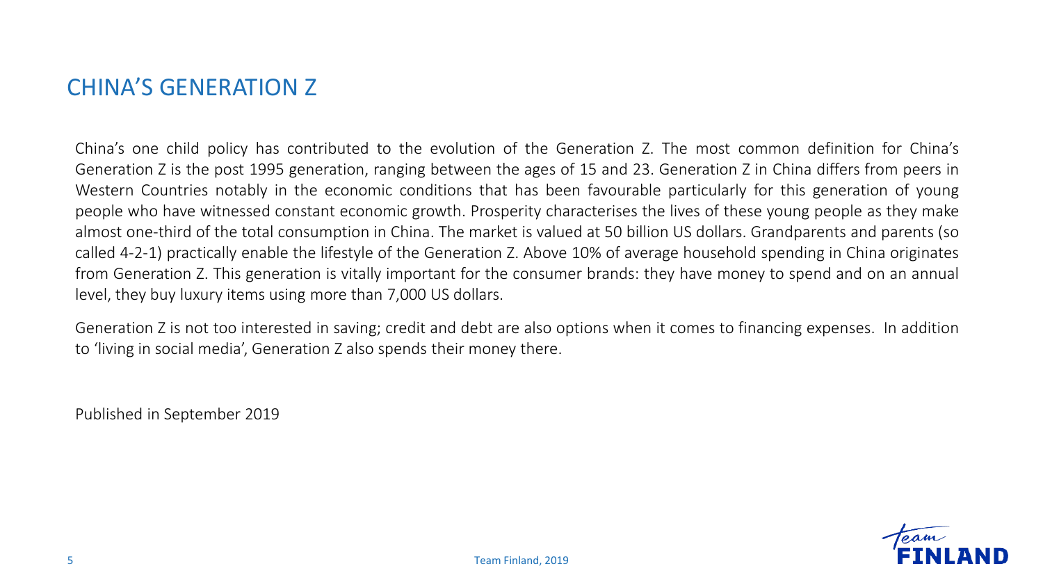## CHINA'S GENERATION Z

China's one child policy has contributed to the evolution of the Generation Z. The most common definition for China's Generation Z is the post 1995 generation, ranging between the ages of 15 and 23. Generation Z in China differs from peers in Western Countries notably in the economic conditions that has been favourable particularly for this generation of young people who have witnessed constant economic growth. Prosperity characterises the lives of these young people as they make almost one-third of the total consumption in China. The market is valued at 50 billion US dollars. Grandparents and parents (so called 4-2-1) practically enable the lifestyle of the Generation Z. Above 10% of average household spending in China originates from Generation Z. This generation is vitally important for the consumer brands: they have money to spend and on an annual level, they buy luxury items using more than 7,000 US dollars.

Generation Z is not too interested in saving; credit and debt are also options when it comes to financing expenses. In addition to 'living in social media', Generation Z also spends their money there.

Published in September 2019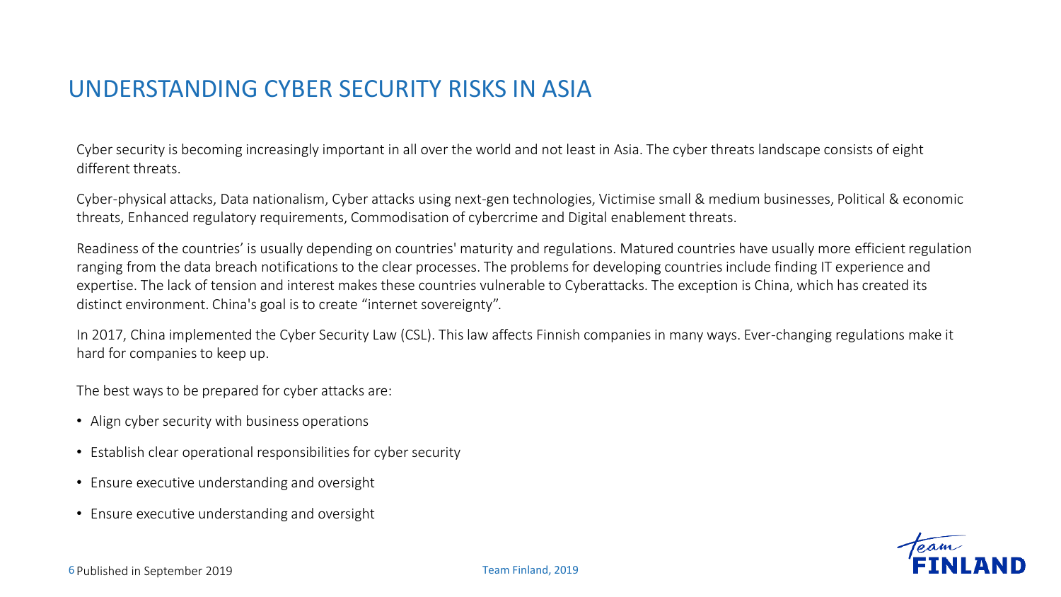# UNDERSTANDING CYBER SECURITY RISKS IN ASIA

Cyber security is becoming increasingly important in all over the world and not least in Asia. The cyber threats landscape consists of eight different threats.

Cyber-physical attacks, Data nationalism, Cyber attacks using next-gen technologies, Victimise small & medium businesses, Political & economic threats, Enhanced regulatory requirements, Commodisation of cybercrime and Digital enablement threats.

Readiness of the countries' is usually depending on countries' maturity and regulations. Matured countries have usually more efficient regulation ranging from the data breach notifications to the clear processes. The problems for developing countries include finding IT experience and expertise. The lack of tension and interest makes these countries vulnerable to Cyberattacks. The exception is China, which has created its distinct environment. China's goal is to create "internet sovereignty".

In 2017, China implemented the Cyber Security Law (CSL). This law affects Finnish companies in many ways. Ever-changing regulations make it hard for companies to keep up.

The best ways to be prepared for cyber attacks are:

- Align cyber security with business operations
- Establish clear operational responsibilities for cyber security
- Ensure executive understanding and oversight
- Ensure executive understanding and oversight

Published in September 2019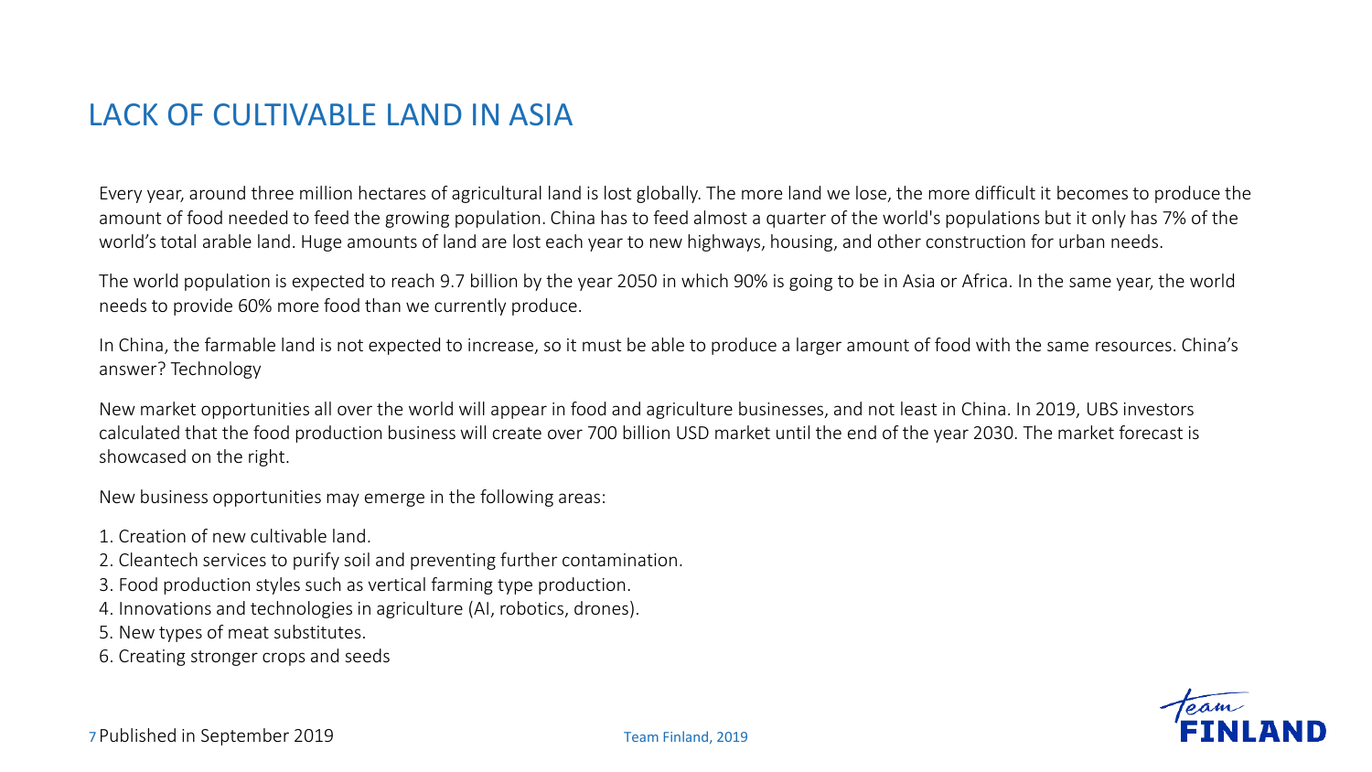# LACK OF CULTIVABLE LAND IN ASIA

Every year, around three million hectares of agricultural land is lost globally. The more land we lose, the more difficult it becomes to produce the amount of food needed to feed the growing population. China has to feed almost a quarter of the world's populations but it only has 7% of the world's total arable land. Huge amounts of land are lost each year to new highways, housing, and other construction for urban needs.

The world population is expected to reach 9.7 billion by the year 2050 in which 90% is going to be in Asia or Africa. In the same year, the world needs to provide 60% more food than we currently produce.

In China, the farmable land is not expected to increase, so it must be able to produce a larger amount of food with the same resources. China's answer? Technology

New market opportunities all over the world will appear in food and agriculture businesses, and not least in China. In 2019, UBS investors calculated that the food production business will create over 700 billion USD market until the end of the year 2030. The market forecast is showcased on the right.

New business opportunities may emerge in the following areas:

1. Creation of new cultivable land.
2. Cleantech services to purify soil and preventing further contamination.
3. Food production styles such as vertical farming type production.
4. Innovations and technologies in agriculture (AI, robotics, drones).
5. New types of meat substitutes.
6. Creating stronger crops and seeds

Published in September 2019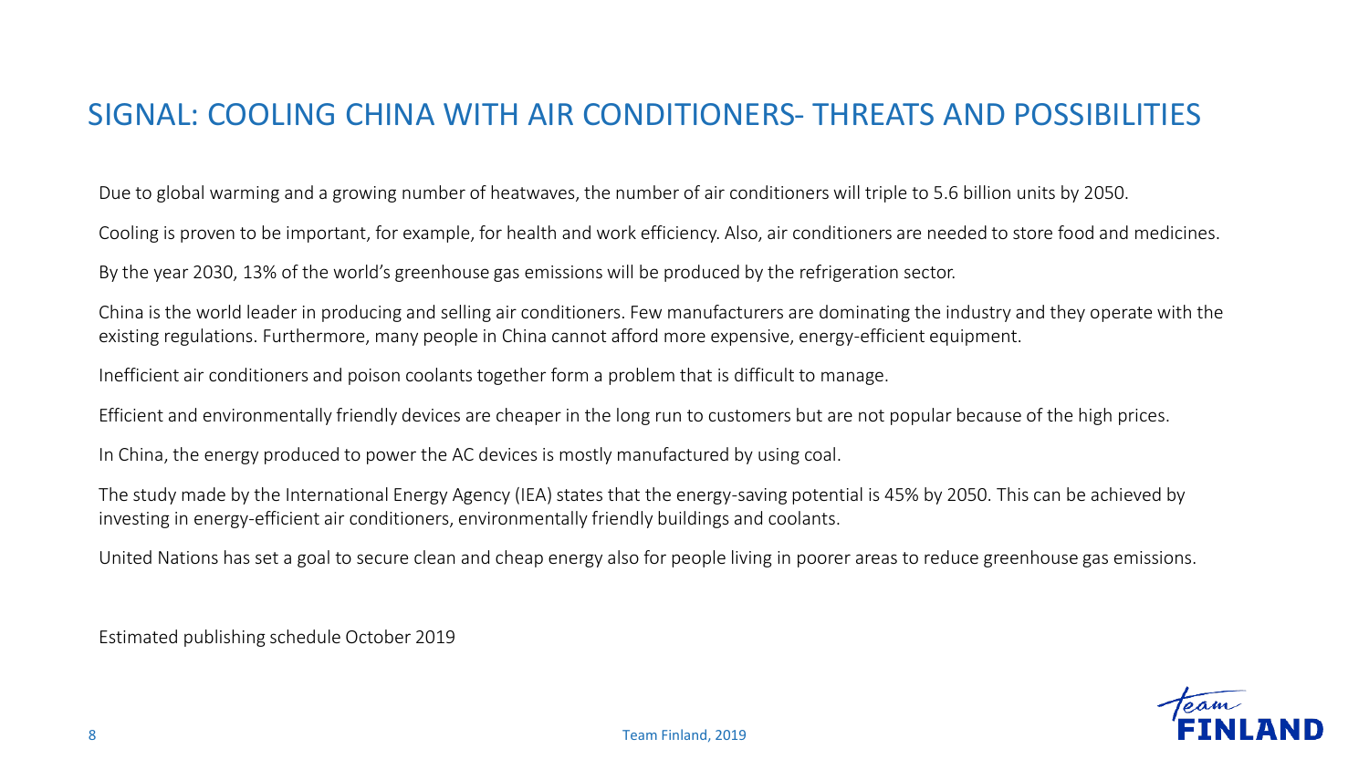# SIGNAL: COOLING CHINA WITH AIR CONDITIONERS- THREATS AND POSSIBILITIES

Due to global warming and a growing number of heatwaves, the number of air conditioners will triple to 5.6 billion units by 2050.

Cooling is proven to be important, for example, for health and work efficiency. Also, air conditioners are needed to store food and medicines.

By the year 2030, 13% of the world's greenhouse gas emissions will be produced by the refrigeration sector.

China is the world leader in producing and selling air conditioners. Few manufacturers are dominating the industry and they operate with the existing regulations. Furthermore, many people in China cannot afford more expensive, energy-efficient equipment.

Inefficient air conditioners and poison coolants together form a problem that is difficult to manage.

Efficient and environmentally friendly devices are cheaper in the long run to customers but are not popular because of the high prices.

In China, the energy produced to power the AC devices is mostly manufactured by using coal.

The study made by the International Energy Agency (IEA) states that the energy-saving potential is 45% by 2050. This can be achieved by investing in energy-efficient air conditioners, environmentally friendly buildings and coolants.

United Nations has set a goal to secure clean and cheap energy also for people living in poorer areas to reduce greenhouse gas emissions.

Estimated publishing schedule October 2019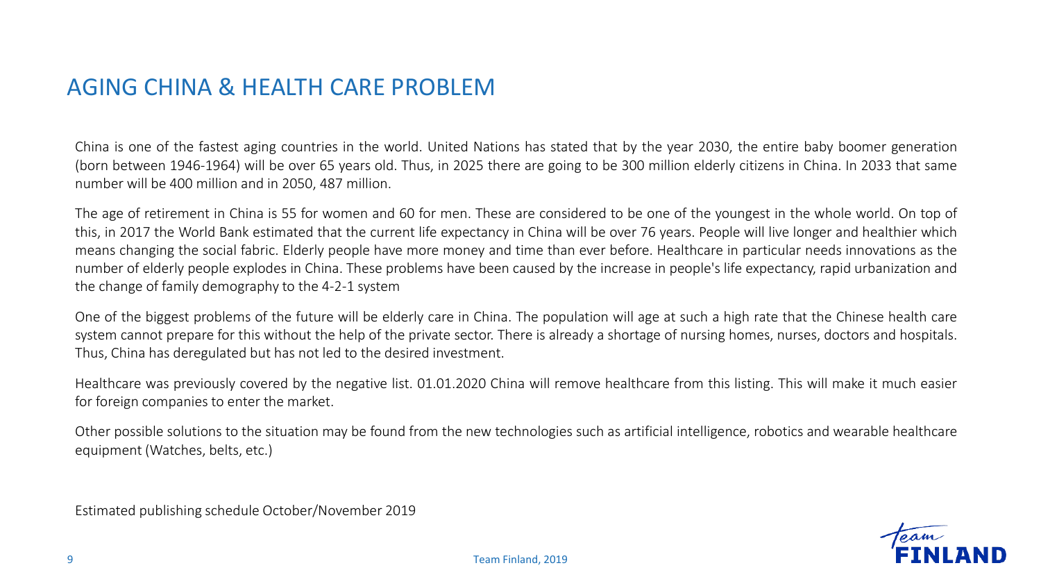# AGING CHINA & HEALTH CARE PROBLEM

China is one of the fastest aging countries in the world. United Nations has stated that by the year 2030, the entire baby boomer generation (born between 1946-1964) will be over 65 years old. Thus, in 2025 there are going to be 300 million elderly citizens in China. In 2033 that same number will be 400 million and in 2050, 487 million.

The age of retirement in China is 55 for women and 60 for men. These are considered to be one of the youngest in the whole world. On top of this, in 2017 the World Bank estimated that the current life expectancy in China will be over 76 years. People will live longer and healthier which means changing the social fabric. Elderly people have more money and time than ever before. Healthcare in particular needs innovations as the number of elderly people explodes in China. These problems have been caused by the increase in people's life expectancy, rapid urbanization and the change of family demography to the 4-2-1 system

One of the biggest problems of the future will be elderly care in China. The population will age at such a high rate that the Chinese health care system cannot prepare for this without the help of the private sector. There is already a shortage of nursing homes, nurses, doctors and hospitals. Thus, China has deregulated but has not led to the desired investment.

Healthcare was previously covered by the negative list. 01.01.2020 China will remove healthcare from this listing. This will make it much easier for foreign companies to enter the market.

Other possible solutions to the situation may be found from the new technologies such as artificial intelligence, robotics and wearable healthcare equipment (Watches, belts, etc.)

Estimated publishing schedule October/November 2019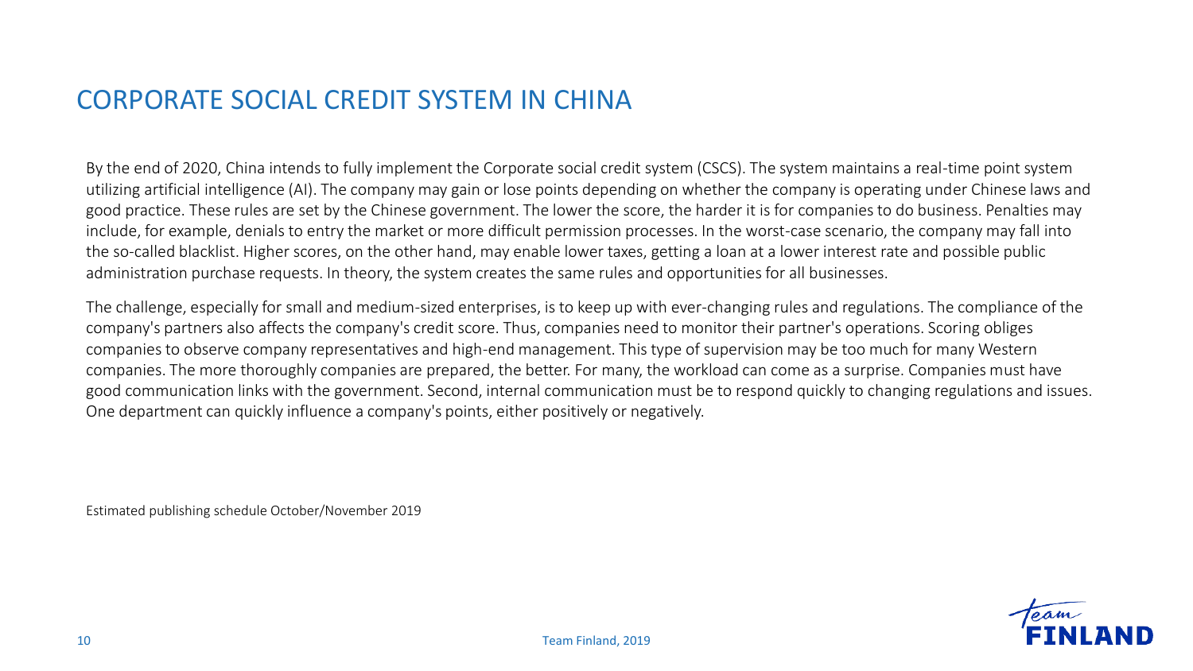# CORPORATE SOCIAL CREDIT SYSTEM IN CHINA

By the end of 2020, China intends to fully implement the Corporate social credit system (CSCS). The system maintains a real-time point system utilizing artificial intelligence (AI). The company may gain or lose points depending on whether the company is operating under Chinese laws and good practice. These rules are set by the Chinese government. The lower the score, the harder it is for companies to do business. Penalties may include, for example, denials to entry the market or more difficult permission processes. In the worst-case scenario, the company may fall into the so-called blacklist. Higher scores, on the other hand, may enable lower taxes, getting a loan at a lower interest rate and possible public administration purchase requests. In theory, the system creates the same rules and opportunities for all businesses.

The challenge, especially for small and medium-sized enterprises, is to keep up with ever-changing rules and regulations. The compliance of the company's partners also affects the company's credit score. Thus, companies need to monitor their partner's operations. Scoring obliges companies to observe company representatives and high-end management. This type of supervision may be too much for many Western companies. The more thoroughly companies are prepared, the better. For many, the workload can come as a surprise. Companies must have good communication links with the government. Second, internal communication must be to respond quickly to changing regulations and issues. One department can quickly influence a company's points, either positively or negatively.

Estimated publishing schedule October/November 2019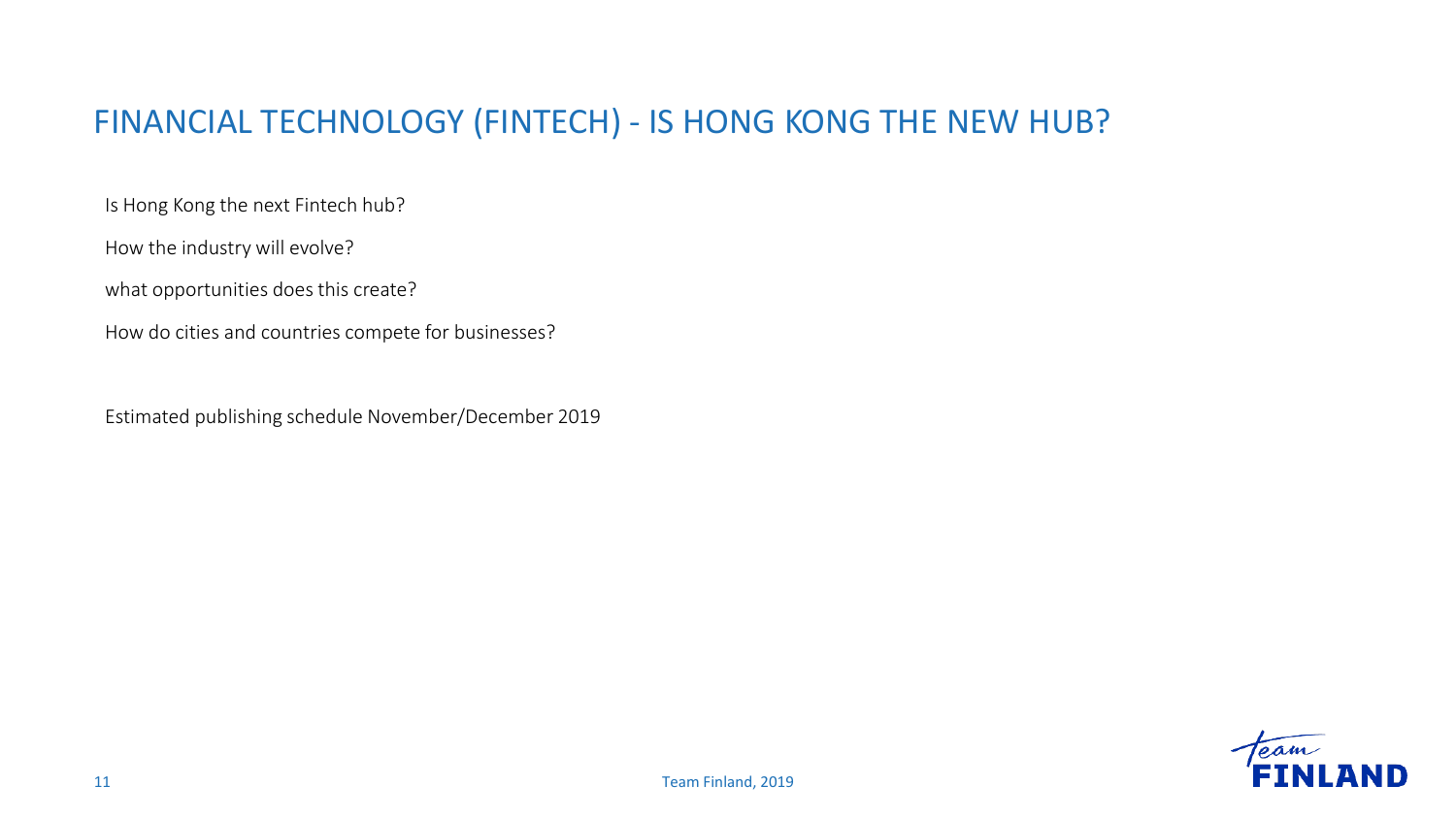# FINANCIAL TECHNOLOGY (FINTECH) - IS HONG KONG THE NEW HUB?

Is Hong Kong the next Fintech hub?

How the industry will evolve?

what opportunities does this create?

How do cities and countries compete for businesses?

Estimated publishing schedule November/December 2019